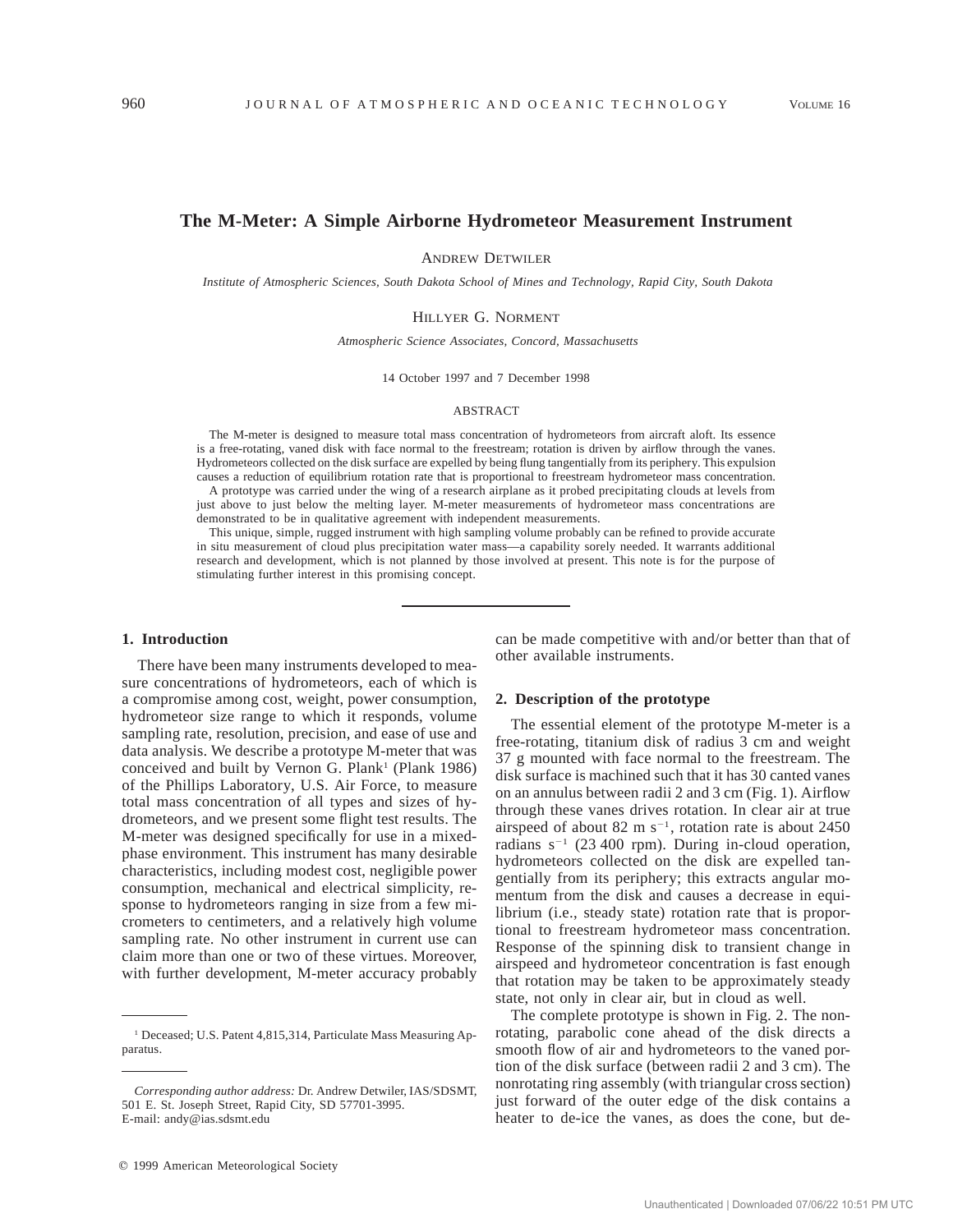# The M-Meter: A Simple Airborne Hydrometeor Measurement Instrument

ANDREW DETWILER

*Institute of Atmospheric Sciences, South Dakota School of Mines and Technology, Rapid City, South Dakota*

HILLYER G. NORMENT

*Atmospheric Science Associates, Concord, Massachusetts*

14 October 1997 and 7 December 1998

## ABSTRACT

The M-meter is designed to measure total mass concentration of hydrometeors from aircraft aloft. Its essence is a free-rotating, vaned disk with face normal to the freestream; rotation is driven by airflow through the vanes. Hydrometeors collected on the disk surface are expelled by being flung tangentially from its periphery. This expulsion causes a reduction of equilibrium rotation rate that is proportional to freestream hydrometeor mass concentration.

A prototype was carried under the wing of a research airplane as it probed precipitating clouds at levels from just above to just below the melting layer. M-meter measurements of hydrometeor mass concentrations are demonstrated to be in qualitative agreement with independent measurements.

This unique, simple, rugged instrument with high sampling volume probably can be refined to provide accurate in situ measurement of cloud plus precipitation water mass—a capability sorely needed. It warrants additional research and development, which is not planned by those involved at present. This note is for the purpose of stimulating further interest in this promising concept.

## 1. Introduction

There have been many instruments developed to measure concentrations of hydrometeors, each of which is a compromise among cost, weight, power consumption, hydrometeor size range to which it responds, volume sampling rate, resolution, precision, and ease of use and data analysis. We describe a prototype M-meter that was conceived and built by Vernon G. Plank[1] (Plank 1986) of the Phillips Laboratory, U.S. Air Force, to measure total mass concentration of all types and sizes of hydrometeors, and we present some flight test results. The M-meter was designed specifically for use in a mixed-phase environment. This instrument has many desirable characteristics, including modest cost, negligible power consumption, mechanical and electrical simplicity, response to hydrometeors ranging in size from a few micrometers to centimeters, and a relatively high volume sampling rate. No other instrument in current use can claim more than one or two of these virtues. Moreover, with further development, M-meter accuracy probably can be made competitive with and/or better than that of other available instruments.

## 2. Description of the prototype

The essential element of the prototype M-meter is a free-rotating, titanium disk of radius 3 cm and weight 37 g mounted with face normal to the freestream. The disk surface is machined such that it has 30 canted vanes on an annulus between radii 2 and 3 cm (Fig. 1). Airflow through these vanes drives rotation. In clear air at true airspeed of about 82 m $s^{-1}$, rotation rate is about 2450 radians $s^{-1}$ (23 400 rpm). During in-cloud operation, hydrometeors collected on the disk are expelled tangentially from its periphery; this extracts angular momentum from the disk and causes a decrease in equilibrium (i.e., steady state) rotation rate that is proportional to freestream hydrometeor mass concentration. Response of the spinning disk to transient change in airspeed and hydrometeor concentration is fast enough that rotation may be taken to be approximately steady state, not only in clear air, but in cloud as well.

The complete prototype is shown in Fig. 2. The nonrotating, parabolic cone ahead of the disk directs a smooth flow of air and hydrometeors to the vaned portion of the disk surface (between radii 2 and 3 cm). The nonrotating ring assembly (with triangular cross section) just forward of the outer edge of the disk contains a heater to de-ice the vanes, as does the cone, but de-

---

[1] Deceased; U.S. Patent 4,815,314, Particulate Mass Measuring Apparatus.

*Corresponding author address:* Dr. Andrew Detwiler, IAS/SDSMT, 501 E. St. Joseph Street, Rapid City, SD 57701-3995.
E-mail: andy@ias.sdsmt.edu

© 1999 American Meteorological Society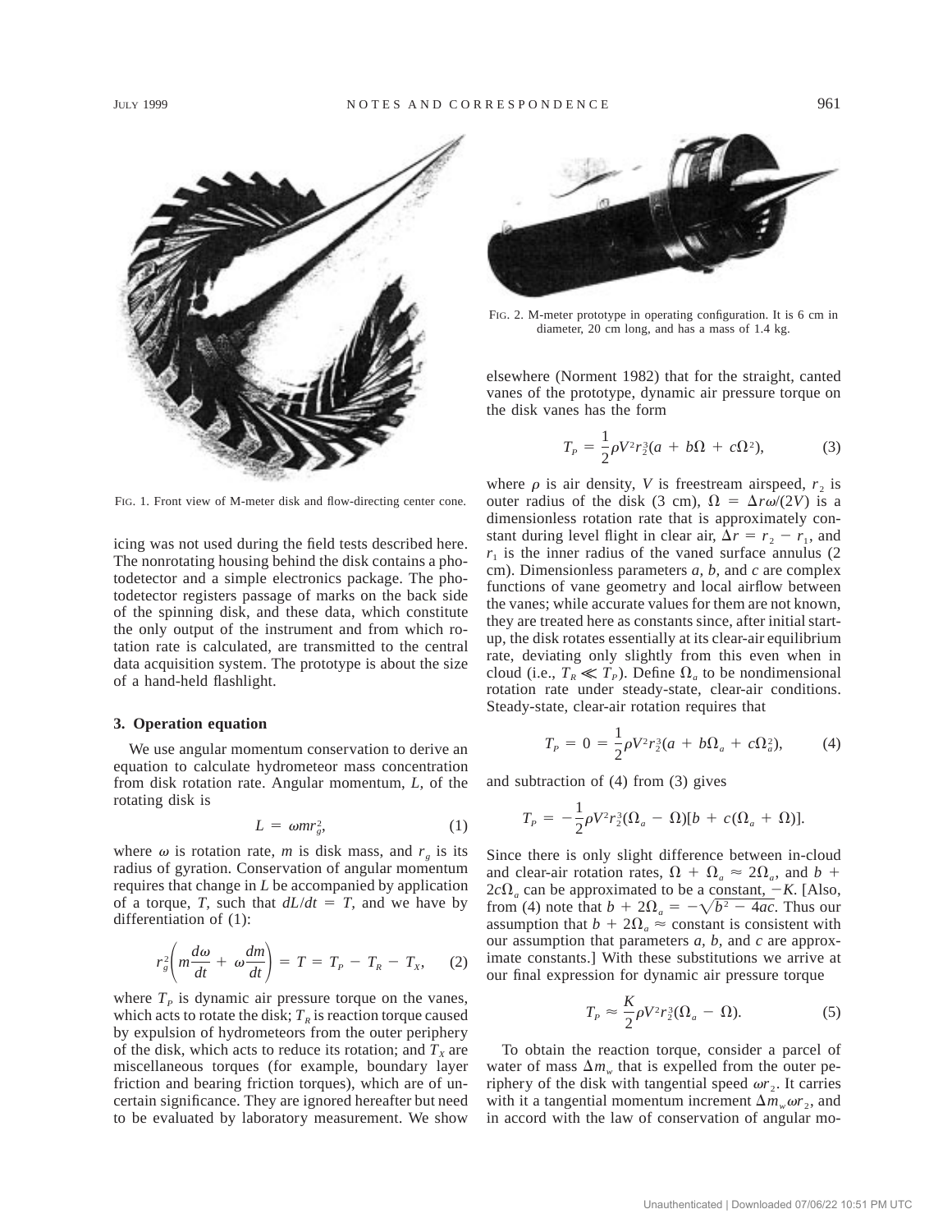FIG. 1. Front view of M-meter disk and flow-directing center cone.

icing was not used during the field tests described here. The nonrotating housing behind the disk contains a photodetector and a simple electronics package. The photodetector registers passage of marks on the back side of the spinning disk, and these data, which constitute the only output of the instrument and from which rotation rate is calculated, are transmitted to the central data acquisition system. The prototype is about the size of a hand-held flashlight.

### 3. Operation equation

We use angular momentum conservation to derive an equation to calculate hydrometeor mass concentration from disk rotation rate. Angular momentum, $L$, of the rotating disk is

$$L = \omega m r_g^2, \tag{1}$$

where $\omega$ is rotation rate, $m$ is disk mass, and $r_g$ is its radius of gyration. Conservation of angular momentum requires that change in $L$ be accompanied by application of a torque, $T$, such that $dL/dt = T$, and we have by differentiation of (1):

$$r_g^2\left(m\frac{d\omega}{dt} + \omega\frac{dm}{dt}\right) = T = T_P - T_R - T_X, \tag{2}$$

where $T_P$ is dynamic air pressure torque on the vanes, which acts to rotate the disk; $T_R$ is reaction torque caused by expulsion of hydrometeors from the outer periphery of the disk, which acts to reduce its rotation; and $T_X$ are miscellaneous torques (for example, boundary layer friction and bearing friction torques), which are of uncertain significance. They are ignored hereafter but need to be evaluated by laboratory measurement. We show elsewhere (Norment 1982) that for the straight, canted vanes of the prototype, dynamic air pressure torque on the disk vanes has the form

FIG. 2. M-meter prototype in operating configuration. It is 6 cm in diameter, 20 cm long, and has a mass of 1.4 kg.

$$T_P = \frac{1}{2}\rho V^2 r_2^3(a + b\Omega + c\Omega^2), \tag{3}$$

where $\rho$ is air density, $V$ is freestream airspeed, $r_2$ is outer radius of the disk (3 cm), $\Omega = \Delta r\omega/(2V)$ is a dimensionless rotation rate that is approximately constant during level flight in clear air, $\Delta r = r_2 - r_1$, and $r_1$ is the inner radius of the vaned surface annulus (2 cm). Dimensionless parameters $a$, $b$, and $c$ are complex functions of vane geometry and local airflow between the vanes; while accurate values for them are not known, they are treated here as constants since, after initial start-up, the disk rotates essentially at its clear-air equilibrium rate, deviating only slightly from this even when in cloud (i.e., $T_R \ll T_P$). Define $\Omega_a$ to be nondimensional rotation rate under steady-state, clear-air conditions. Steady-state, clear-air rotation requires that

$$T_P = 0 = \frac{1}{2}\rho V^2 r_2^3(a + b\Omega_a + c\Omega_a^2), \tag{4}$$

and subtraction of (4) from (3) gives

$$T_P = -\frac{1}{2}\rho V^2 r_2^3(\Omega_a - \Omega)[b + c(\Omega_a + \Omega)].$$

Since there is only slight difference between in-cloud and clear-air rotation rates, $\Omega + \Omega_a \approx 2\Omega_a$, and $b + 2c\Omega_a$ can be approximated to be a constant, $-K$. [Also, from (4) note that $b + 2\Omega_a = -\sqrt{b^2 - 4ac}$. Thus our assumption that $b + 2\Omega_a \approx$ constant is consistent with our assumption that parameters $a$, $b$, and $c$ are approximate constants.] With these substitutions we arrive at our final expression for dynamic air pressure torque

$$T_P \approx \frac{K}{2}\rho V^2 r_2^3(\Omega_a - \Omega). \tag{5}$$

To obtain the reaction torque, consider a parcel of water of mass $\Delta m_w$ that is expelled from the outer periphery of the disk with tangential speed $\omega r_2$. It carries with it a tangential momentum increment $\Delta m_w \omega r_2$, and in accord with the law of conservation of angular mo-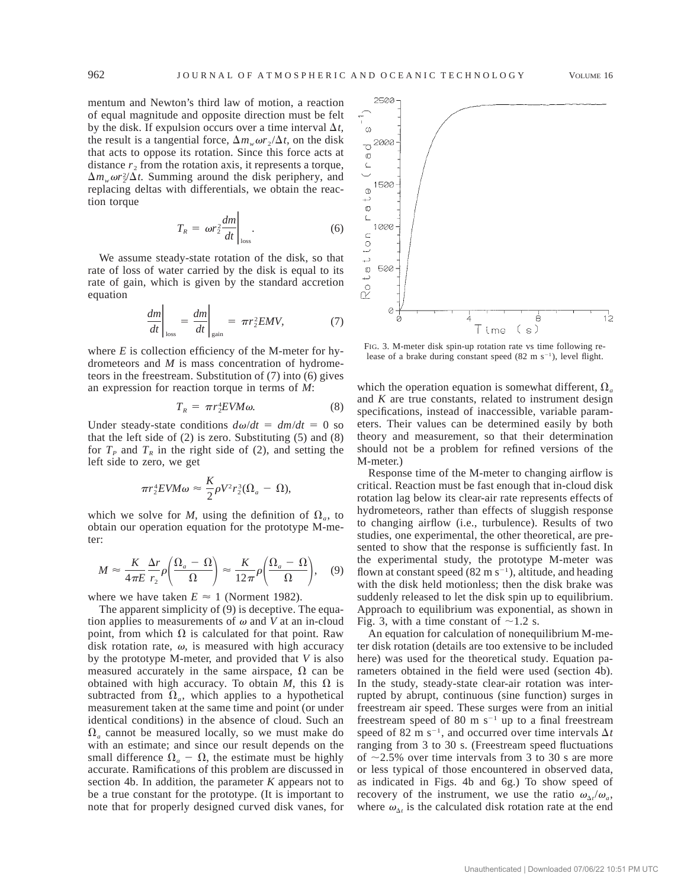mentum and Newton's third law of motion, a reaction of equal magnitude and opposite direction must be felt by the disk. If expulsion occurs over a time interval $\Delta t$, the result is a tangential force, $\Delta m_w \omega r_2/\Delta t$, on the disk that acts to oppose its rotation. Since this force acts at distance $r_2$ from the rotation axis, it represents a torque, $\Delta m_w \omega r_2^2/\Delta t$. Summing around the disk periphery, and replacing deltas with differentials, we obtain the reaction torque

$$T_R = \omega r_2^2 \frac{dm}{dt}\bigg|_{\text{loss}}. \tag{6}$$

We assume steady-state rotation of the disk, so that rate of loss of water carried by the disk is equal to its rate of gain, which is given by the standard accretion equation

$$\frac{dm}{dt}\bigg|_{\text{loss}} = \frac{dm}{dt}\bigg|_{\text{gain}} = \pi r_2^2 EMV, \tag{7}$$

where $E$ is collection efficiency of the M-meter for hydrometeors and $M$ is mass concentration of hydrometeors in the freestream. Substitution of (7) into (6) gives an expression for reaction torque in terms of $M$:

$$T_R = \pi r_2^4 EVM\omega. \tag{8}$$

Under steady-state conditions $d\omega/dt = dm/dt = 0$ so that the left side of (2) is zero. Substituting (5) and (8) for $T_P$ and $T_R$ in the right side of (2), and setting the left side to zero, we get

$$\pi r_2^4 EVM\omega \approx \frac{K}{2}\rho V^2 r_2^3(\Omega_a - \Omega),$$

which we solve for $M$, using the definition of $\Omega_a$, to obtain our operation equation for the prototype M-meter:

$$M \approx \frac{K}{4\pi E}\frac{\Delta r}{r_2}\rho\left(\frac{\Omega_a - \Omega}{\Omega}\right) \approx \frac{K}{12\pi}\rho\left(\frac{\Omega_a - \Omega}{\Omega}\right), \tag{9}$$

where we have taken $E \approx 1$ (Norment 1982).

The apparent simplicity of (9) is deceptive. The equation applies to measurements of $\omega$ and $V$ at an in-cloud point, from which $\Omega$ is calculated for that point. Raw disk rotation rate, $\omega$, is measured with high accuracy by the prototype M-meter, and provided that $V$ is also measured accurately in the same airspace, $\Omega$ can be obtained with high accuracy. To obtain $M$, this $\Omega$ is subtracted from $\Omega_a$, which applies to a hypothetical measurement taken at the same time and point (or under identical conditions) in the absence of cloud. Such an $\Omega_a$ cannot be measured locally, so we must make do with an estimate; and since our result depends on the small difference $\Omega_a - \Omega$, the estimate must be highly accurate. Ramifications of this problem are discussed in section 4b. In addition, the parameter $K$ appears not to be a true constant for the prototype. (It is important to note that for properly designed curved disk vanes, for which the operation equation is somewhat different, $\Omega_a$ and $K$ are true constants, related to instrument design specifications, instead of inaccessible, variable parameters. Their values can be determined easily by both theory and measurement, so that their determination should not be a problem for refined versions of the M-meter.)

FIG. 3. M-meter disk spin-up rotation rate vs time following release of a brake during constant speed (82 m s$^{-1}$), level flight.

Response time of the M-meter to changing airflow is critical. Reaction must be fast enough that in-cloud disk rotation lag below its clear-air rate represents effects of hydrometeors, rather than effects of sluggish response to changing airflow (i.e., turbulence). Results of two studies, one experimental, the other theoretical, are presented to show that the response is sufficiently fast. In the experimental study, the prototype M-meter was flown at constant speed (82 m s$^{-1}$), altitude, and heading with the disk held motionless; then the disk brake was suddenly released to let the disk spin up to equilibrium. Approach to equilibrium was exponential, as shown in Fig. 3, with a time constant of ~1.2 s.

An equation for calculation of nonequilibrium M-meter disk rotation (details are too extensive to be included here) was used for the theoretical study. Equation parameters obtained in the field were used (section 4b). In the study, steady-state clear-air rotation was interrupted by abrupt, continuous (sine function) surges in freestream air speed. These surges were from an initial freestream speed of 80 m s$^{-1}$ up to a final freestream speed of 82 m s$^{-1}$, and occurred over time intervals $\Delta t$ ranging from 3 to 30 s. (Freestream speed fluctuations of ~2.5% over time intervals from 3 to 30 s are more or less typical of those encountered in observed data, as indicated in Figs. 4b and 6g.) To show speed of recovery of the instrument, we use the ratio $\omega_{\Delta t}/\omega_a$, where $\omega_{\Delta t}$ is the calculated disk rotation rate at the end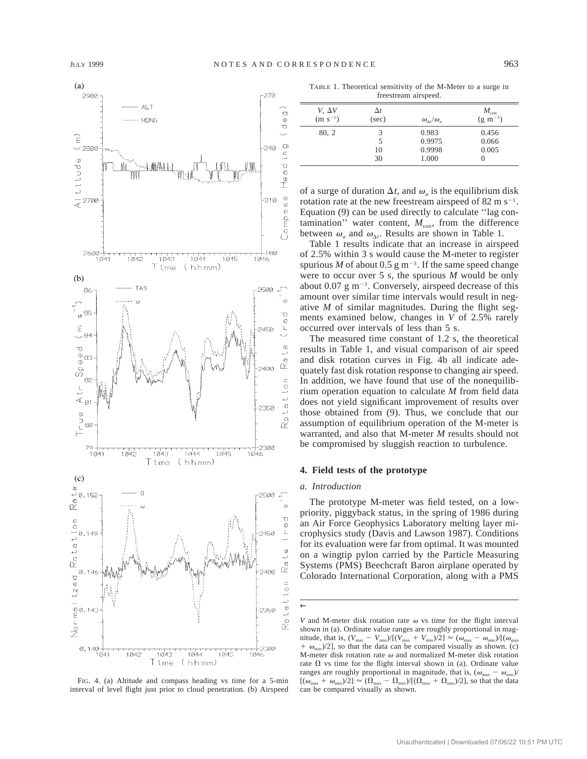TABLE 1. Theoretical sensitivity of the M-Meter to a surge in freestream airspeed.

| $V$, $\Delta V$ (m s$^{-1}$) | $\Delta t$ (sec) | $\omega_{\Delta t}/\omega_a$ | $M_{\rm con}$ (g m$^{-3}$) |
|---|---|---|---|
| 80, 2 | 3 | 0.983 | 0.456 |
| | 5 | 0.9975 | 0.066 |
| | 10 | 0.9998 | 0.005 |
| | 30 | 1.000 | 0 |

of a surge of duration $\Delta t$, and $\omega_a$ is the equilibrium disk rotation rate at the new freestream airspeed of 82 m s$^{-1}$. Equation (9) can be used directly to calculate ''lag contamination'' water content, $M_{\rm con}$, from the difference between $\omega_a$ and $\omega_{\Delta t}$. Results are shown in Table 1.

Table 1 results indicate that an increase in airspeed of 2.5% within 3 s would cause the M-meter to register spurious $M$ of about 0.5 g m$^{-3}$. If the same speed change were to occur over 5 s, the spurious $M$ would be only about 0.07 g m$^{-3}$. Conversely, airspeed decrease of this amount over similar time intervals would result in negative $M$ of similar magnitudes. During the flight segments examined below, changes in $V$ of 2.5% rarely occurred over intervals of less than 5 s.

The measured time constant of 1.2 s, the theoretical results in Table 1, and visual comparison of air speed and disk rotation curves in Fig. 4b all indicate adequately fast disk rotation response to changing air speed. In addition, we have found that use of the nonequilibrium operation equation to calculate $M$ from field data does not yield significant improvement of results over those obtained from (9). Thus, we conclude that our assumption of equilibrium operation of the M-meter is warranted, and also that M-meter $M$ results should not be compromised by sluggish reaction to turbulence.

## 4. Field tests of the prototype

### *a. Introduction*

The prototype M-meter was field tested, on a low-priority, piggyback status, in the spring of 1986 during an Air Force Geophysics Laboratory melting layer microphysics study (Davis and Lawson 1987). Conditions for its evaluation were far from optimal. It was mounted on a wingtip pylon carried by the Particle Measuring Systems (PMS) Beechcraft Baron airplane operated by Colorado International Corporation, along with a PMS

FIG. 4. (a) Altitude and compass heading vs time for a 5-min interval of level flight just prior to cloud penetration. (b) Airspeed $V$ and M-meter disk rotation rate $\omega$ vs time for the flight interval shown in (a). Ordinate value ranges are roughly proportional in magnitude, that is, $(V_{\max} - V_{\min})/[(V_{\max} + V_{\min})/2] \approx (\omega_{\max} - \omega_{\min})/[(\omega_{\max} + \omega_{\min})/2]$, so that the data can be compared visually as shown. (c) M-meter disk rotation rate $\omega$ and normalized M-meter disk rotation rate $\Omega$ vs time for the flight interval shown in (a). Ordinate value ranges are roughly proportional in magnitude, that is, $(\omega_{\max} - \omega_{\min})/[(\omega_{\max} + \omega_{\min})/2] \approx (\Omega_{\max} - \Omega_{\min})/[(\Omega_{\max} + \Omega_{\min})/2]$, so that the data can be compared visually as shown.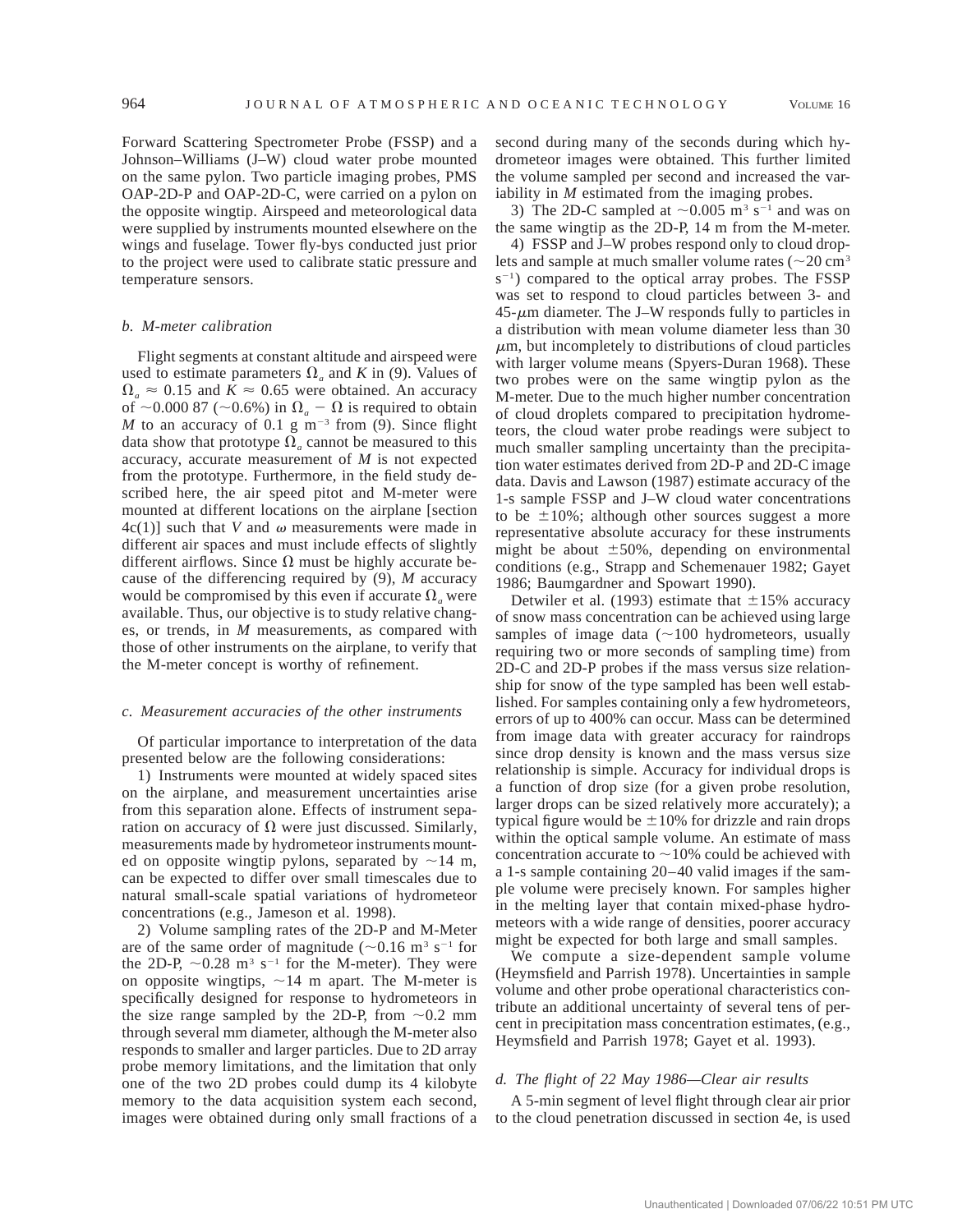Forward Scattering Spectrometer Probe (FSSP) and a Johnson–Williams (J–W) cloud water probe mounted on the same pylon. Two particle imaging probes, PMS OAP-2D-P and OAP-2D-C, were carried on a pylon on the opposite wingtip. Airspeed and meteorological data were supplied by instruments mounted elsewhere on the wings and fuselage. Tower fly-bys conducted just prior to the project were used to calibrate static pressure and temperature sensors.

### *b. M-meter calibration*

Flight segments at constant altitude and airspeed were used to estimate parameters $\Omega_a$ and $K$ in (9). Values of $\Omega_a \approx 0.15$ and $K \approx 0.65$ were obtained. An accuracy of $\sim$0.000 87 ($\sim$0.6%) in $\Omega_a - \Omega$ is required to obtain $M$ to an accuracy of 0.1 g m$^{-3}$ from (9). Since flight data show that prototype $\Omega_a$ cannot be measured to this accuracy, accurate measurement of $M$ is not expected from the prototype. Furthermore, in the field study described here, the air speed pitot and M-meter were mounted at different locations on the airplane [section 4c(1)] such that $V$ and $\omega$ measurements were made in different air spaces and must include effects of slightly different airflows. Since $\Omega$ must be highly accurate because of the differencing required by (9), $M$ accuracy would be compromised by this even if accurate $\Omega_a$ were available. Thus, our objective is to study relative changes, or trends, in $M$ measurements, as compared with those of other instruments on the airplane, to verify that the M-meter concept is worthy of refinement.

### *c. Measurement accuracies of the other instruments*

Of particular importance to interpretation of the data presented below are the following considerations:

1) Instruments were mounted at widely spaced sites on the airplane, and measurement uncertainties arise from this separation alone. Effects of instrument separation on accuracy of $\Omega$ were just discussed. Similarly, measurements made by hydrometeor instruments mounted on opposite wingtip pylons, separated by $\sim$14 m, can be expected to differ over small timescales due to natural small-scale spatial variations of hydrometeor concentrations (e.g., Jameson et al. 1998).

2) Volume sampling rates of the 2D-P and M-Meter are of the same order of magnitude ($\sim$0.16 m$^3$ s$^{-1}$ for the 2D-P, $\sim$0.28 m$^3$ s$^{-1}$ for the M-meter). They were on opposite wingtips, $\sim$14 m apart. The M-meter is specifically designed for response to hydrometeors in the size range sampled by the 2D-P, from $\sim$0.2 mm through several mm diameter, although the M-meter also responds to smaller and larger particles. Due to 2D array probe memory limitations, and the limitation that only one of the two 2D probes could dump its 4 kilobyte memory to the data acquisition system each second, images were obtained during only small fractions of a second during many of the seconds during which hydrometeor images were obtained. This further limited the volume sampled per second and increased the variability in $M$ estimated from the imaging probes.

3) The 2D-C sampled at $\sim$0.005 m$^3$ s$^{-1}$ and was on the same wingtip as the 2D-P, 14 m from the M-meter.

4) FSSP and J–W probes respond only to cloud droplets and sample at much smaller volume rates ($\sim$20 cm$^3$ s$^{-1}$) compared to the optical array probes. The FSSP was set to respond to cloud particles between 3- and 45-$\mu$m diameter. The J–W responds fully to particles in a distribution with mean volume diameter less than 30 $\mu$m, but incompletely to distributions of cloud particles with larger volume means (Spyers-Duran 1968). These two probes were on the same wingtip pylon as the M-meter. Due to the much higher number concentration of cloud droplets compared to precipitation hydrometeors, the cloud water probe readings were subject to much smaller sampling uncertainty than the precipitation water estimates derived from 2D-P and 2D-C image data. Davis and Lawson (1987) estimate accuracy of the 1-s sample FSSP and J–W cloud water concentrations to be $\pm$10%; although other sources suggest a more representative absolute accuracy for these instruments might be about $\pm$50%, depending on environmental conditions (e.g., Strapp and Schemenauer 1982; Gayet 1986; Baumgardner and Spowart 1990).

Detwiler et al. (1993) estimate that $\pm$15% accuracy of snow mass concentration can be achieved using large samples of image data ($\sim$100 hydrometeors, usually requiring two or more seconds of sampling time) from 2D-C and 2D-P probes if the mass versus size relationship for snow of the type sampled has been well established. For samples containing only a few hydrometeors, errors of up to 400% can occur. Mass can be determined from image data with greater accuracy for raindrops since drop density is known and the mass versus size relationship is simple. Accuracy for individual drops is a function of drop size (for a given probe resolution, larger drops can be sized relatively more accurately); a typical figure would be $\pm$10% for drizzle and rain drops within the optical sample volume. An estimate of mass concentration accurate to $\sim$10% could be achieved with a 1-s sample containing 20–40 valid images if the sample volume were precisely known. For samples higher in the melting layer that contain mixed-phase hydrometeors with a wide range of densities, poorer accuracy might be expected for both large and small samples.

We compute a size-dependent sample volume (Heymsfield and Parrish 1978). Uncertainties in sample volume and other probe operational characteristics contribute an additional uncertainty of several tens of percent in precipitation mass concentration estimates, (e.g., Heymsfield and Parrish 1978; Gayet et al. 1993).

### *d. The flight of 22 May 1986—Clear air results*

A 5-min segment of level flight through clear air prior to the cloud penetration discussed in section 4e, is used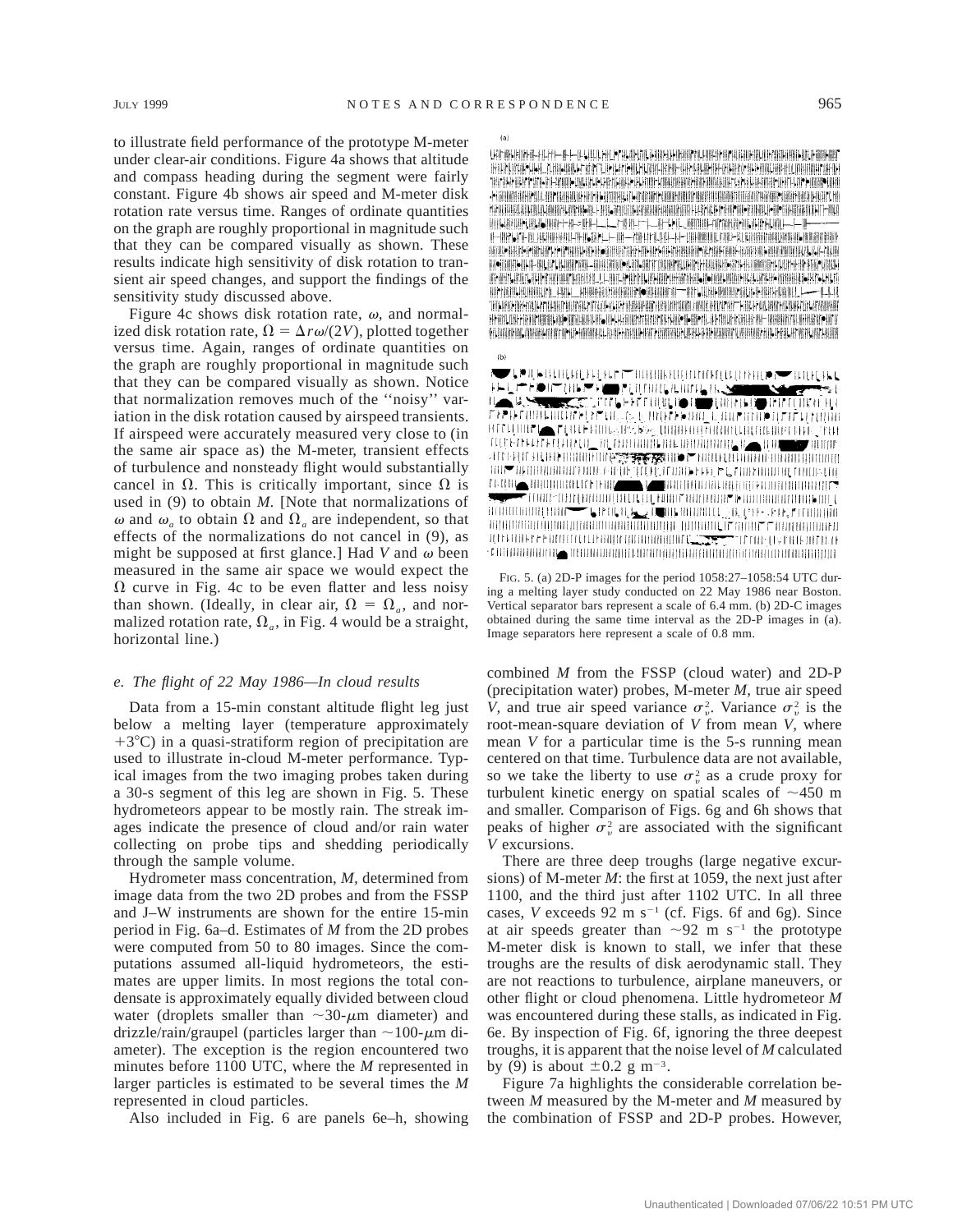to illustrate field performance of the prototype M-meter under clear-air conditions. Figure 4a shows that altitude and compass heading during the segment were fairly constant. Figure 4b shows air speed and M-meter disk rotation rate versus time. Ranges of ordinate quantities on the graph are roughly proportional in magnitude such that they can be compared visually as shown. These results indicate high sensitivity of disk rotation to transient air speed changes, and support the findings of the sensitivity study discussed above.

Figure 4c shows disk rotation rate, $\omega$, and normalized disk rotation rate, $\Omega = \Delta r\omega/(2V)$, plotted together versus time. Again, ranges of ordinate quantities on the graph are roughly proportional in magnitude such that they can be compared visually as shown. Notice that normalization removes much of the "noisy" variation in the disk rotation caused by airspeed transients. If airspeed were accurately measured very close to (in the same air space as) the M-meter, transient effects of turbulence and nonsteady flight would substantially cancel in $\Omega$. This is critically important, since $\Omega$ is used in (9) to obtain $M$. [Note that normalizations of $\omega$ and $\omega_a$ to obtain $\Omega$ and $\Omega_a$ are independent, so that effects of the normalizations do not cancel in (9), as might be supposed at first glance.] Had $V$ and $\omega$ been measured in the same air space we would expect the $\Omega$ curve in Fig. 4c to be even flatter and less noisy than shown. (Ideally, in clear air, $\Omega = \Omega_a$, and normalized rotation rate, $\Omega_a$, in Fig. 4 would be a straight, horizontal line.)

### *e. The flight of 22 May 1986—In cloud results*

Data from a 15-min constant altitude flight leg just below a melting layer (temperature approximately +3°C) in a quasi-stratiform region of precipitation are used to illustrate in-cloud M-meter performance. Typical images from the two imaging probes taken during a 30-s segment of this leg are shown in Fig. 5. These hydrometeors appear to be mostly rain. The streak images indicate the presence of cloud and/or rain water collecting on probe tips and shedding periodically through the sample volume.

Hydrometer mass concentration, $M$, determined from image data from the two 2D probes and from the FSSP and J–W instruments are shown for the entire 15-min period in Fig. 6a–d. Estimates of $M$ from the 2D probes were computed from 50 to 80 images. Since the computations assumed all-liquid hydrometeors, the estimates are upper limits. In most regions the total condensate is approximately equally divided between cloud water (droplets smaller than ~30-$\mu$m diameter) and drizzle/rain/graupel (particles larger than ~100-$\mu$m diameter). The exception is the region encountered two minutes before 1100 UTC, where the $M$ represented in larger particles is estimated to be several times the $M$ represented in cloud particles.

Also included in Fig. 6 are panels 6e–h, showing combined $M$ from the FSSP (cloud water) and 2D-P (precipitation water) probes, M-meter $M$, true air speed $V$, and true air speed variance $\sigma_v^2$. Variance $\sigma_v^2$ is the root-mean-square deviation of $V$ from mean $V$, where mean $V$ for a particular time is the 5-s running mean centered on that time. Turbulence data are not available, so we take the liberty to use $\sigma_v^2$ as a crude proxy for turbulent kinetic energy on spatial scales of ~450 m and smaller. Comparison of Figs. 6g and 6h shows that peaks of higher $\sigma_v^2$ are associated with the significant $V$ excursions.

There are three deep troughs (large negative excursions) of M-meter $M$: the first at 1059, the next just after 1100, and the third just after 1102 UTC. In all three cases, $V$ exceeds 92 m s$^{-1}$ (cf. Figs. 6f and 6g). Since at air speeds greater than ~92 m s$^{-1}$ the prototype M-meter disk is known to stall, we infer that these troughs are the results of disk aerodynamic stall. They are not reactions to turbulence, airplane maneuvers, or other flight or cloud phenomena. Little hydrometeor $M$ was encountered during these stalls, as indicated in Fig. 6e. By inspection of Fig. 6f, ignoring the three deepest troughs, it is apparent that the noise level of $M$ calculated by (9) is about ±0.2 g m$^{-3}$.

Figure 7a highlights the considerable correlation between $M$ measured by the M-meter and $M$ measured by the combination of FSSP and 2D-P probes. However,

FIG. 5. (a) 2D-P images for the period 1058:27–1058:54 UTC during a melting layer study conducted on 22 May 1986 near Boston. Vertical separator bars represent a scale of 6.4 mm. (b) 2D-C images obtained during the same time interval as the 2D-P images in (a). Image separators here represent a scale of 0.8 mm.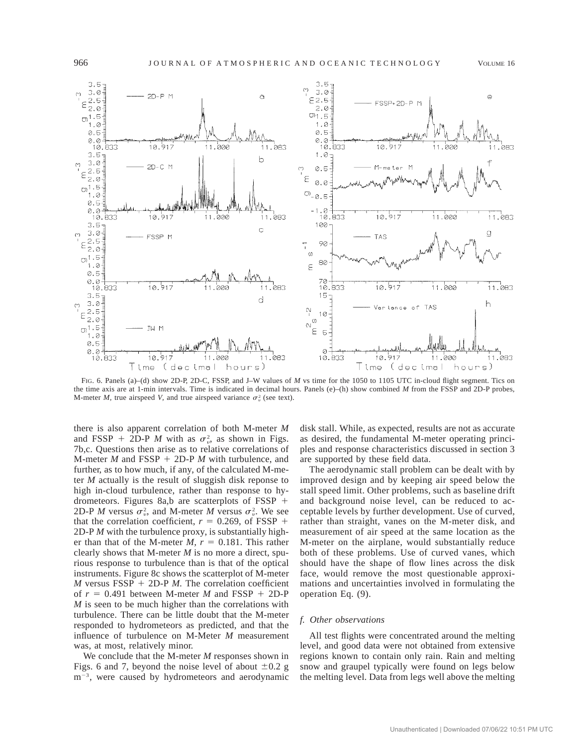FIG. 6. Panels (a)–(d) show 2D-P, 2D-C, FSSP, and J–W values of *M* vs time for the 1050 to 1105 UTC in-cloud flight segment. Tics on the time axis are at 1-min intervals. Time is indicated in decimal hours. Panels (e)–(h) show combined *M* from the FSSP and 2D-P probes, M-meter *M*, true airspeed *V*, and true airspeed variance $\sigma_v^2$ (see text).

there is also apparent correlation of both M-meter *M* and FSSP + 2D-P *M* with as $\sigma_v^2$, as shown in Figs. 7b,c. Questions then arise as to relative correlations of M-meter *M* and FSSP + 2D-P *M* with turbulence, and further, as to how much, if any, of the calculated M-meter *M* actually is the result of sluggish disk reponse to high in-cloud turbulence, rather than response to hydrometeors. Figures 8a,b are scatterplots of FSSP + 2D-P *M* versus $\sigma_v^2$, and M-meter *M* versus $\sigma_v^2$. We see that the correlation coefficient, $r = 0.269$, of FSSP + 2D-P *M* with the turbulence proxy, is substantially higher than that of the M-meter *M*, $r = 0.181$. This rather clearly shows that M-meter *M* is no more a direct, spurious response to turbulence than is that of the optical instruments. Figure 8c shows the scatterplot of M-meter *M* versus FSSP + 2D-P *M*. The correlation coefficient of $r = 0.491$ between M-meter *M* and FSSP + 2D-P *M* is seen to be much higher than the correlations with turbulence. There can be little doubt that the M-meter responded to hydrometeors as predicted, and that the influence of turbulence on M-Meter *M* measurement was, at most, relatively minor.

We conclude that the M-meter *M* responses shown in Figs. 6 and 7, beyond the noise level of about $\pm 0.2$ g m$^{-3}$, were caused by hydrometeors and aerodynamic disk stall. While, as expected, results are not as accurate as desired, the fundamental M-meter operating principles and response characteristics discussed in section 3 are supported by these field data.

The aerodynamic stall problem can be dealt with by improved design and by keeping air speed below the stall speed limit. Other problems, such as baseline drift and background noise level, can be reduced to acceptable levels by further development. Use of curved, rather than straight, vanes on the M-meter disk, and measurement of air speed at the same location as the M-meter on the airplane, would substantially reduce both of these problems. Use of curved vanes, which should have the shape of flow lines across the disk face, would remove the most questionable approximations and uncertainties involved in formulating the operation Eq. (9).

### *f. Other observations*

All test flights were concentrated around the melting level, and good data were not obtained from extensive regions known to contain only rain. Rain and melting snow and graupel typically were found on legs below the melting level. Data from legs well above the melting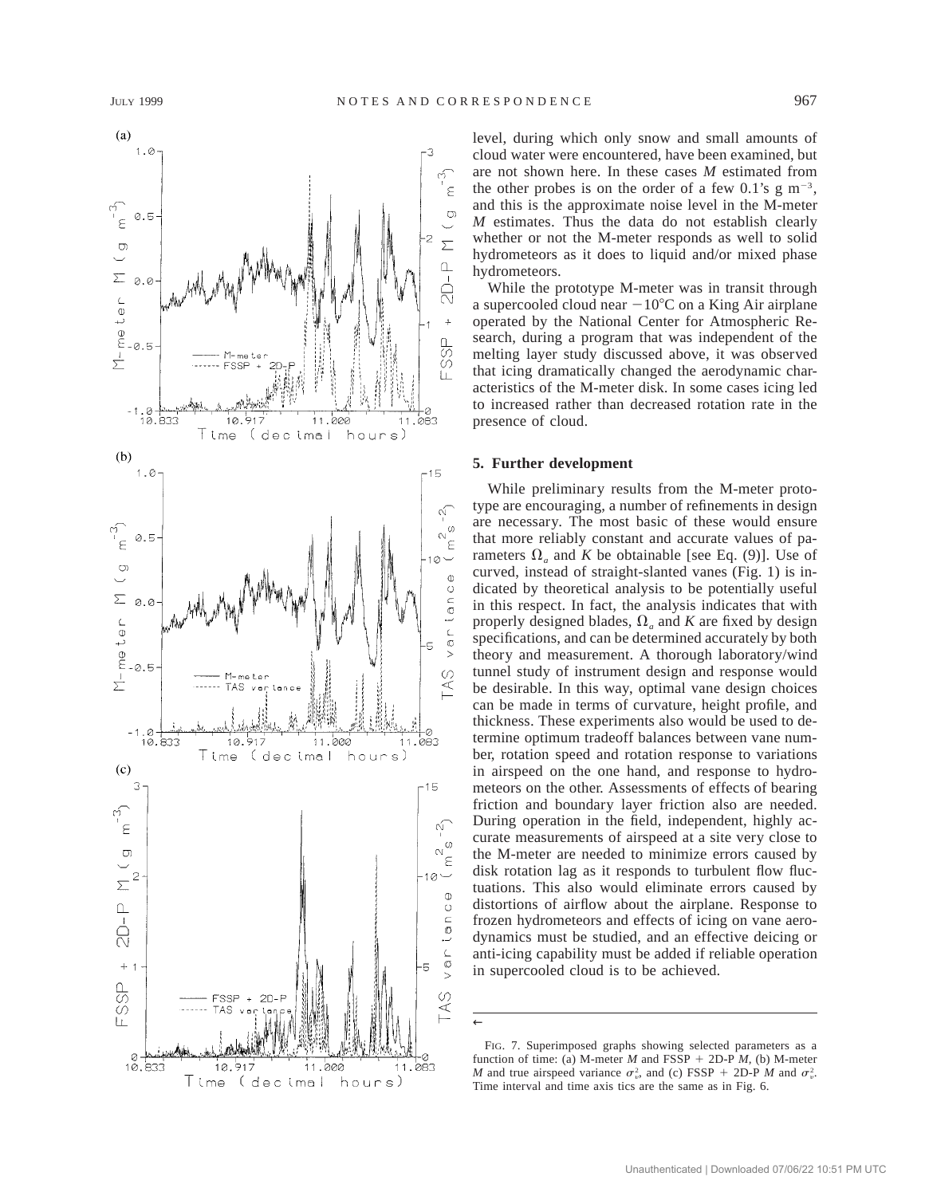level, during which only snow and small amounts of cloud water were encountered, have been examined, but are not shown here. In these cases $M$ estimated from the other probes is on the order of a few 0.1's g $m^{-3}$, and this is the approximate noise level in the M-meter $M$ estimates. Thus the data do not establish clearly whether or not the M-meter responds as well to solid hydrometeors as it does to liquid and/or mixed phase hydrometeors.

While the prototype M-meter was in transit through a supercooled cloud near $-10°C$ on a King Air airplane operated by the National Center for Atmospheric Research, during a program that was independent of the melting layer study discussed above, it was observed that icing dramatically changed the aerodynamic characteristics of the M-meter disk. In some cases icing led to increased rather than decreased rotation rate in the presence of cloud.

## 5. Further development

While preliminary results from the M-meter prototype are encouraging, a number of refinements in design are necessary. The most basic of these would ensure that more reliably constant and accurate values of parameters $\Omega_a$ and $K$ be obtainable [see Eq. (9)]. Use of curved, instead of straight-slanted vanes (Fig. 1) is indicated by theoretical analysis to be potentially useful in this respect. In fact, the analysis indicates that with properly designed blades, $\Omega_a$ and $K$ are fixed by design specifications, and can be determined accurately by both theory and measurement. A thorough laboratory/wind tunnel study of instrument design and response would be desirable. In this way, optimal vane design choices can be made in terms of curvature, height profile, and thickness. These experiments also would be used to determine optimum tradeoff balances between vane number, rotation speed and rotation response to variations in airspeed on the one hand, and response to hydrometeors on the other. Assessments of effects of bearing friction and boundary layer friction also are needed. During operation in the field, independent, highly accurate measurements of airspeed at a site very close to the M-meter are needed to minimize errors caused by disk rotation lag as it responds to turbulent flow fluctuations. This also would eliminate errors caused by distortions of airflow about the airplane. Response to frozen hydrometeors and effects of icing on vane aerodynamics must be studied, and an effective deicing or anti-icing capability must be added if reliable operation in supercooled cloud is to be achieved.

FIG. 7. Superimposed graphs showing selected parameters as a function of time: (a) M-meter $M$ and FSSP + 2D-P $M$, (b) M-meter $M$ and true airspeed variance $\sigma_v^2$, and (c) FSSP + 2D-P $M$ and $\sigma_v^2$. Time interval and time axis tics are the same as in Fig. 6.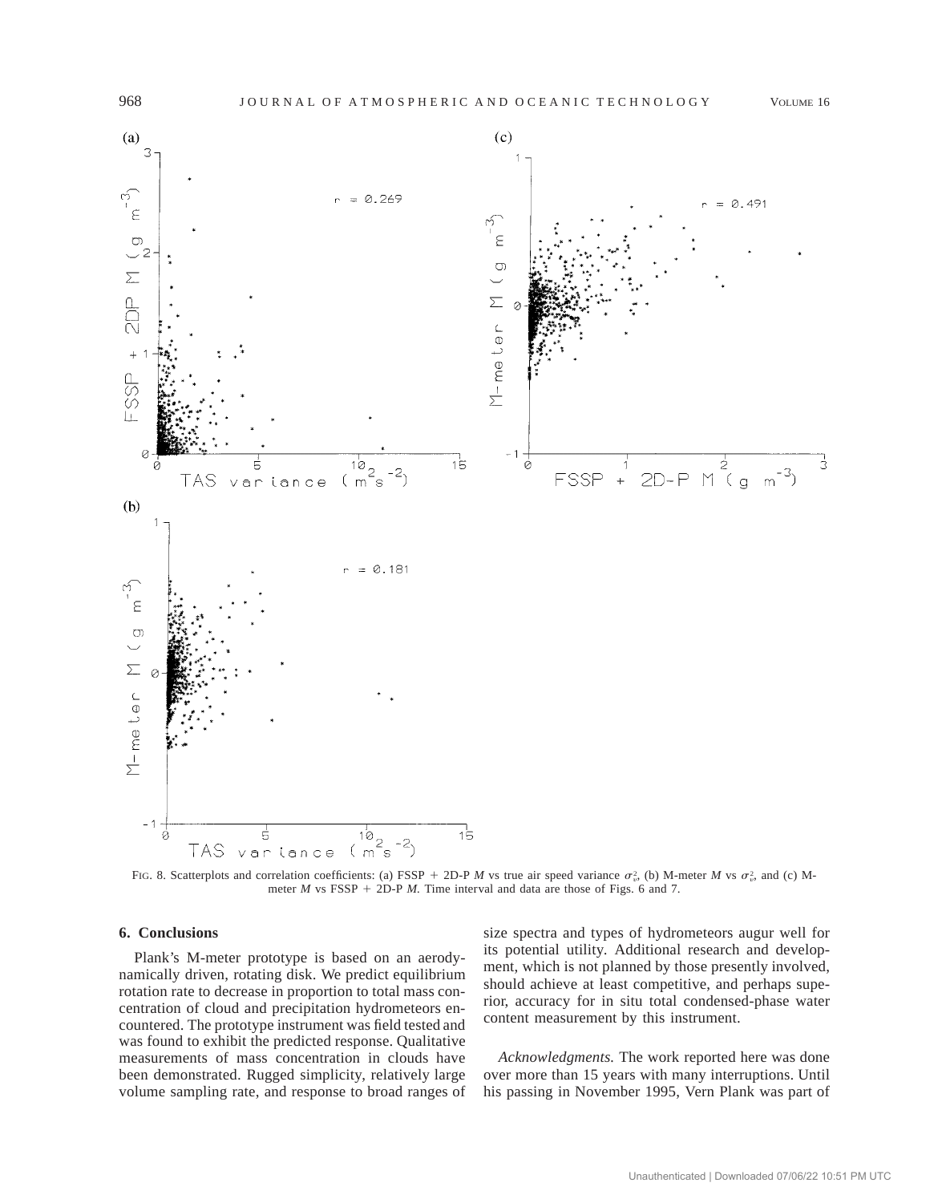FIG. 8. Scatterplots and correlation coefficients: (a) FSSP + 2D-P $M$ vs true air speed variance $\sigma_v^2$, (b) M-meter $M$ vs $\sigma_v^2$, and (c) M-meter $M$ vs FSSP + 2D-P $M$. Time interval and data are those of Figs. 6 and 7.

## 6. Conclusions

Plank's M-meter prototype is based on an aerodynamically driven, rotating disk. We predict equilibrium rotation rate to decrease in proportion to total mass concentration of cloud and precipitation hydrometeors encountered. The prototype instrument was field tested and was found to exhibit the predicted response. Qualitative measurements of mass concentration in clouds have been demonstrated. Rugged simplicity, relatively large volume sampling rate, and response to broad ranges of size spectra and types of hydrometeors augur well for its potential utility. Additional research and development, which is not planned by those presently involved, should achieve at least competitive, and perhaps superior, accuracy for in situ total condensed-phase water content measurement by this instrument.

*Acknowledgments.* The work reported here was done over more than 15 years with many interruptions. Until his passing in November 1995, Vern Plank was part of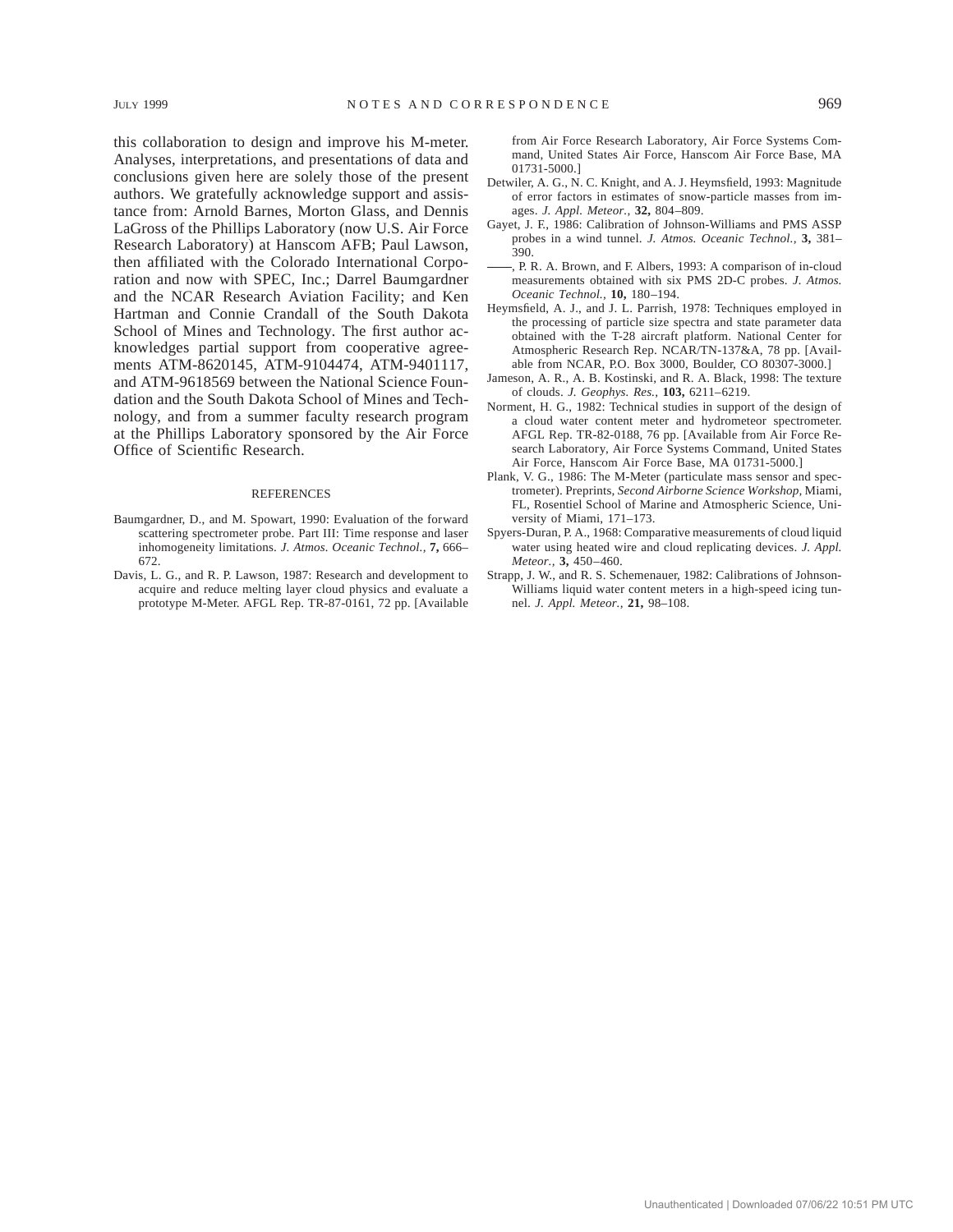this collaboration to design and improve his M-meter. Analyses, interpretations, and presentations of data and conclusions given here are solely those of the present authors. We gratefully acknowledge support and assistance from: Arnold Barnes, Morton Glass, and Dennis LaGross of the Phillips Laboratory (now U.S. Air Force Research Laboratory) at Hanscom AFB; Paul Lawson, then affiliated with the Colorado International Corporation and now with SPEC, Inc.; Darrel Baumgardner and the NCAR Research Aviation Facility; and Ken Hartman and Connie Crandall of the South Dakota School of Mines and Technology. The first author acknowledges partial support from cooperative agreements ATM-8620145, ATM-9104474, ATM-9401117, and ATM-9618569 between the National Science Foundation and the South Dakota School of Mines and Technology, and from a summer faculty research program at the Phillips Laboratory sponsored by the Air Force Office of Scientific Research.

## REFERENCES

Baumgardner, D., and M. Spowart, 1990: Evaluation of the forward scattering spectrometer probe. Part III: Time response and laser inhomogeneity limitations. *J. Atmos. Oceanic Technol.,* **7,** 666–672.

Davis, L. G., and R. P. Lawson, 1987: Research and development to acquire and reduce melting layer cloud physics and evaluate a prototype M-Meter. AFGL Rep. TR-87-0161, 72 pp. [Available from Air Force Research Laboratory, Air Force Systems Command, United States Air Force, Hanscom Air Force Base, MA 01731-5000.]

Detwiler, A. G., N. C. Knight, and A. J. Heymsfield, 1993: Magnitude of error factors in estimates of snow-particle masses from images. *J. Appl. Meteor.,* **32,** 804–809.

Gayet, J. F., 1986: Calibration of Johnson-Williams and PMS ASSP probes in a wind tunnel. *J. Atmos. Oceanic Technol.,* **3,** 381–390.

——, P. R. A. Brown, and F. Albers, 1993: A comparison of in-cloud measurements obtained with six PMS 2D-C probes. *J. Atmos. Oceanic Technol.,* **10,** 180–194.

Heymsfield, A. J., and J. L. Parrish, 1978: Techniques employed in the processing of particle size spectra and state parameter data obtained with the T-28 aircraft platform. National Center for Atmospheric Research Rep. NCAR/TN-137&A, 78 pp. [Available from NCAR, P.O. Box 3000, Boulder, CO 80307-3000.]

Jameson, A. R., A. B. Kostinski, and R. A. Black, 1998: The texture of clouds. *J. Geophys. Res.,* **103,** 6211–6219.

Norment, H. G., 1982: Technical studies in support of the design of a cloud water content meter and hydrometeor spectrometer. AFGL Rep. TR-82-0188, 76 pp. [Available from Air Force Research Laboratory, Air Force Systems Command, United States Air Force, Hanscom Air Force Base, MA 01731-5000.]

Plank, V. G., 1986: The M-Meter (particulate mass sensor and spectrometer). Preprints, *Second Airborne Science Workshop,* Miami, FL, Rosentiel School of Marine and Atmospheric Science, University of Miami, 171–173.

Spyers-Duran, P. A., 1968: Comparative measurements of cloud liquid water using heated wire and cloud replicating devices. *J. Appl. Meteor.,* **3,** 450–460.

Strapp, J. W., and R. S. Schemenauer, 1982: Calibrations of Johnson-Williams liquid water content meters in a high-speed icing tunnel. *J. Appl. Meteor.,* **21,** 98–108.